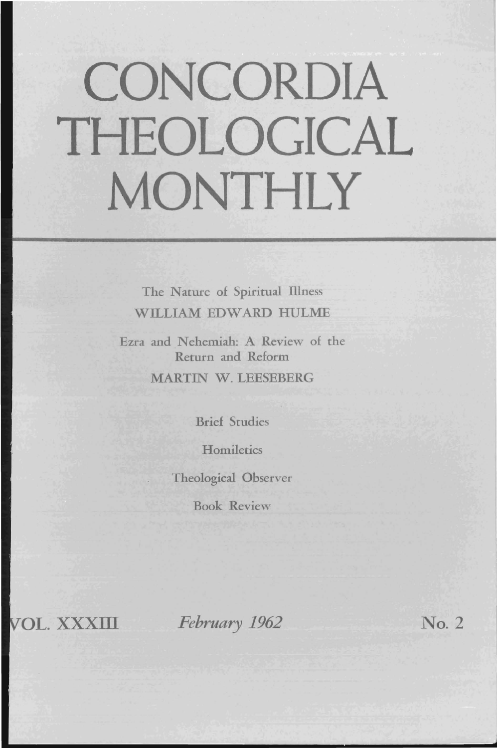# CONCORDIA THEOLOGICAL MONTHLY

The Nature of Spiritual Illness

WILLIAM EDWARD HULME

Ezra and Nehemiah: A Review of the Return and Reform

MARTIN W. LEESEBERG

Brief Studies

Homiletics

Theological Observer

Book Review

VOL. XXXIII *February 1962* No. 2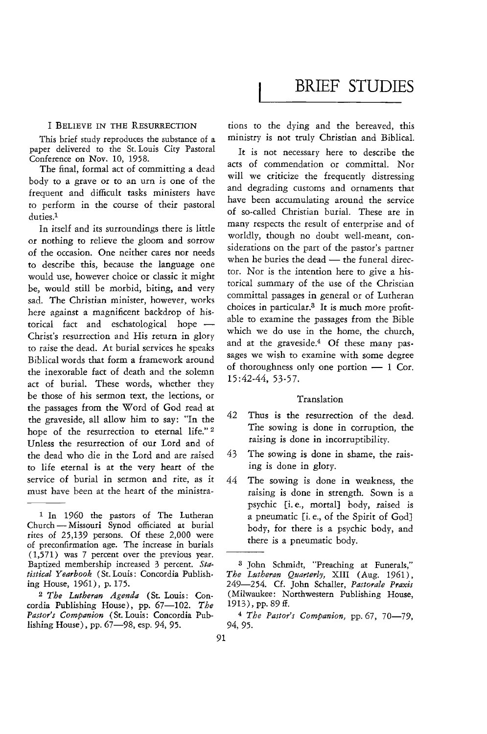# BRIEF STUDIES

## I BELIEVE IN THE RESURRECTION

This brief study reproduces the substance of a paper delivered to the St. Louis City Pastoral Conference on Nov. 10, 1958.

The final, formal act of committing a dead body to a grave or to an urn is one of the frequent and difficult tasks ministers have to perform in the course of their pastoral duties.[1]

In itself and its surroundings there is little or nothing to relieve the gloom and sorrow of the occasion. One neither cares nor needs to describe this, because the language one would use, however choice or classic it might be, would still be morbid, biting, and very sad. The Christian minister, however, works here against a magnificent backdrop of historical fact and eschatological hope — Christ's resurrection and His return in glory to raise the dead. At burial services he speaks Biblical words that form a framework around the inexorable fact of death and the solemn act of burial. These words, whether they be those of his sermon text, the lections, or the passages from the Word of God read at the graveside, all allow him to say: "In the hope of the resurrection to eternal life."[2] Unless the resurrection of our Lord and of the dead who die in the Lord and are raised to life eternal is at the very heart of the service of burial in sermon and rite, as it must have been at the heart of the ministrations to the dying and the bereaved, this ministry is not truly Christian and Biblical.

It is not necessary here to describe the acts of commendation or committal. Nor will we criticize the frequently distressing and degrading customs and ornaments that have been accumulating around the service of so-called Christian burial. These are in many respects the result of enterprise and of worldly, though no doubt well-meant, considerations on the part of the pastor's partner when he buries the dead — the funeral director. Nor is the intention here to give a historical summary of the use of the Christian committal passages in general or of Lutheran choices in particular.[3] It is much more profitable to examine the passages from the Bible which we do use in the home, the church, and at the graveside.[4] Of these many passages we wish to examine with some degree of thoroughness only one portion — 1 Cor. 15:42-44, 53-57.

### Translation

42 Thus is the resurrection of the dead. The sowing is done in corruption, the raising is done in incorruptibility.

43 The sowing is done in shame, the raising is done in glory.

44 The sowing is done in weakness, the raising is done in strength. Sown is a psychic [i. e., mortal] body, raised is a pneumatic [i. e., of the Spirit of God] body, for there is a psychic body, and there is a pneumatic body.

---

1 In 1960 the pastors of The Lutheran Church — Missouri Synod officiated at burial rites of 25,139 persons. Of these 2,000 were of preconfirmation age. The increase in burials (1,571) was 7 percent over the previous year. Baptized membership increased 3 percent. *Statistical Yearbook* (St. Louis: Concordia Publishing House, 1961), p. 175.

2 *The Lutheran Agenda* (St. Louis: Concordia Publishing House), pp. 67—102. *The Pastor's Companion* (St. Louis: Concordia Publishing House), pp. 67—98, esp. 94, 95.

3 John Schmidt, "Preaching at Funerals," *The Lutheran Quarterly*, XIII (Aug. 1961), 249—254. Cf. John Schaller, *Pastorale Praxis* (Milwaukee: Northwestern Publishing House, 1913), pp. 89 ff.

4 *The Pastor's Companion*, pp. 67, 70—79, 94, 95.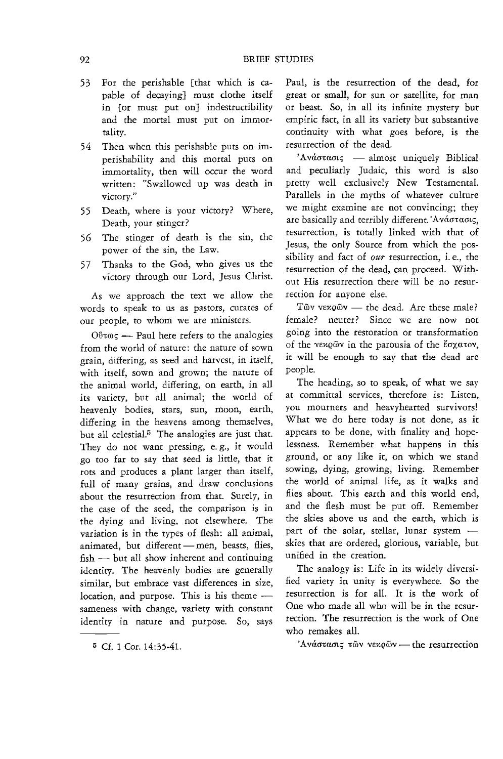53 For the perishable [that which is capable of decaying] must clothe itself in [or must put on] indestructibility and the mortal must put on immortality.

54 Then when this perishable puts on imperishability and this mortal puts on immortality, then will occur the word written: "Swallowed up was death in victory."

55 Death, where is your victory? Where, Death, your stinger?

56 The stinger of death is the sin, the power of the sin, the Law.

57 Thanks to the God, who gives us the victory through our Lord, Jesus Christ.

As we approach the text we allow the words to speak to us as pastors, curates of our people, to whom we are ministers.

Οὕτως — Paul here refers to the analogies from the world of nature: the nature of sown grain, differing, as seed and harvest, in itself, with itself, sown and grown; the nature of the animal world, differing, on earth, in all its variety, but all animal; the world of heavenly bodies, stars, sun, moon, earth, differing in the heavens among themselves, but all celestial.[5] The analogies are just that. They do not want pressing, e. g., it would go too far to say that seed is little, that it rots and produces a plant larger than itself, full of many grains, and draw conclusions about the resurrection from that. Surely, in the case of the seed, the comparison is in the dying and living, not elsewhere. The variation is in the types of flesh: all animal, animated, but different — men, beasts, flies, fish — but all show inherent and continuing identity. The heavenly bodies are generally similar, but embrace vast differences in size, location, and purpose. This is his theme — sameness with change, variety with constant identity in nature and purpose. So, says Paul, is the resurrection of the dead, for great or small, for sun or satellite, for man or beast. So, in all its infinite mystery but empiric fact, in all its variety but substantive continuity with what goes before, is the resurrection of the dead.

Ἀνάστασις — almost uniquely Biblical and peculiarly Judaic, this word is also pretty well exclusively New Testamental. Parallels in the myths of whatever culture we might examine are not convincing; they are basically and terribly different. Ἀνάστασις, resurrection, is totally linked with that of Jesus, the only Source from which the possibility and fact of *our* resurrection, i. e., the resurrection of the dead, can proceed. Without His resurrection there will be no resurrection for anyone else.

Τῶν νεκρῶν — the dead. Are these male? female? neuter? Since we are now not going into the restoration or transformation of the νεκρῶν in the parousia of the ἔσχατον, it will be enough to say that the dead are people.

The heading, so to speak, of what we say at committal services, therefore is: Listen, you mourners and heavyhearted survivors! What we do here today is not done, as it appears to be done, with finality and hopelessness. Remember what happens in this ground, or any like it, on which we stand sowing, dying, growing, living. Remember the world of animal life, as it walks and flies about. This earth and this world end, and the flesh must be put off. Remember the skies above us and the earth, which is part of the solar, stellar, lunar system — skies that are ordered, glorious, variable, but unified in the creation.

The analogy is: Life in its widely diversified variety in unity is everywhere. So the resurrection is for all. It is the work of One who made all who will be in the resurrection. The resurrection is the work of One who remakes all.

Ἀνάστασις τῶν νεκρῶν — the resurrection

[5] Cf. 1 Cor. 14:35-41.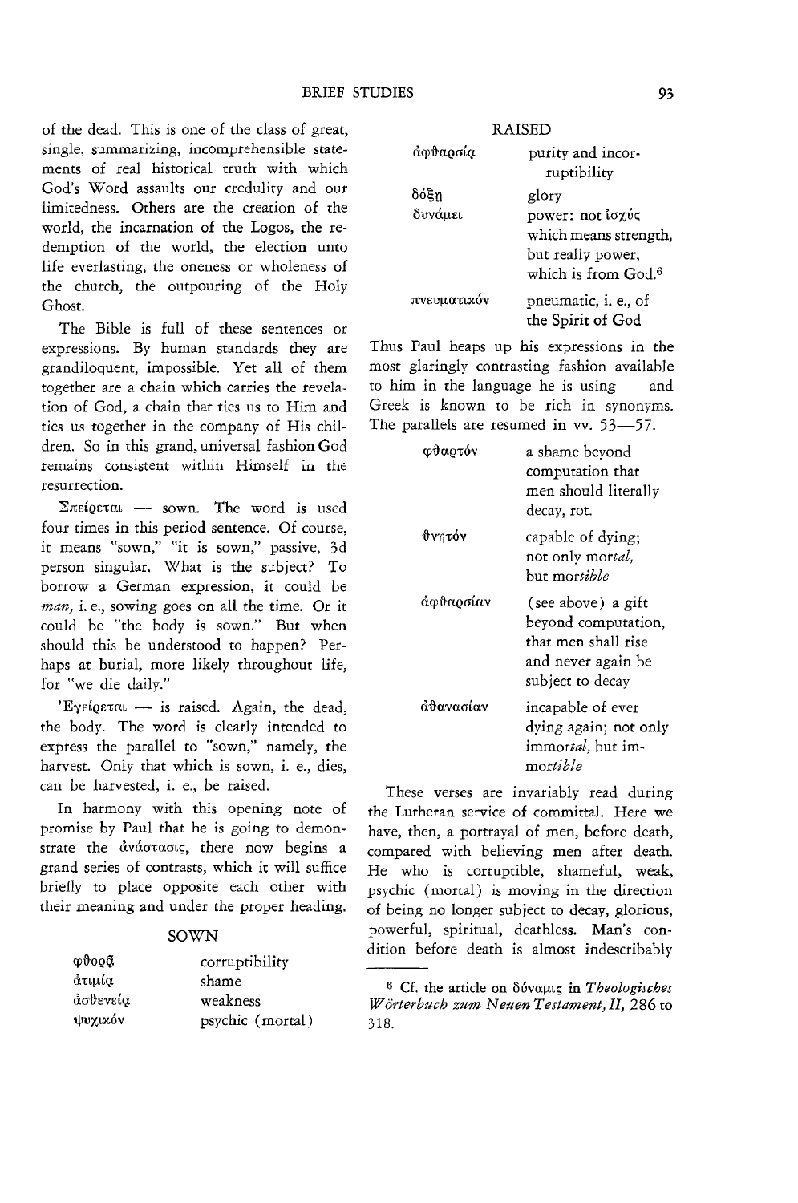of the dead. This is one of the class of great, single, summarizing, incomprehensible statements of real historical truth with which God's Word assaults our credulity and our limitedness. Others are the creation of the world, the incarnation of the Logos, the redemption of the world, the election unto life everlasting, the oneness or wholeness of the church, the outpouring of the Holy Ghost.

The Bible is full of these sentences or expressions. By human standards they are grandiloquent, impossible. Yet all of them together are a chain which carries the revelation of God, a chain that ties us to Him and ties us together in the company of His children. So in this grand, universal fashion God remains consistent within Himself in the resurrection.

Σπείρεται — sown. The word is used four times in this period sentence. Of course, it means "sown," "it is sown," passive, 3d person singular. What is the subject? To borrow a German expression, it could be *man*, i. e., sowing goes on all the time. Or it could be "the body is sown." But when should this be understood to happen? Perhaps at burial, more likely throughout life, for "we die daily."

'Εγείρεται — is raised. Again, the dead, the body. The word is clearly intended to express the parallel to "sown," namely, the harvest. Only that which is sown, i. e., dies, can be harvested, i. e., be raised.

In harmony with this opening note of promise by Paul that he is going to demonstrate the ἀνάστασις, there now begins a grand series of contrasts, which it will suffice briefly to place opposite each other with their meaning and under the proper heading.

SOWN

| | |
|---|---|
| φθορᾷ | corruptibility |
| ἀτιμίᾳ | shame |
| ἀσθενείᾳ | weakness |
| ψυχικόν | psychic (mortal) |

RAISED

| | |
|---|---|
| ἀφθαρσίᾳ | purity and incorruptibility |
| δόξῃ | glory |
| δυνάμει | power: not ἰσχύς which means strength, but really power, which is from God.[6] |
| πνευματικόν | pneumatic, i. e., of the Spirit of God |

Thus Paul heaps up his expressions in the most glaringly contrasting fashion available to him in the language he is using — and Greek is known to be rich in synonyms. The parallels are resumed in vv. 53—57.

| | |
|---|---|
| φθαρτόν | a shame beyond computation that men should literally decay, rot. |
| θνητόν | capable of dying; not only mor*tal,* but mor*tible* |
| ἀφθαρσίαν | (see above) a gift beyond computation, that men shall rise and never again be subject to decay |
| ἀθανασίαν | incapable of ever dying again; not only immor*tal,* but immor*tible* |

These verses are invariably read during the Lutheran service of committal. Here we have, then, a portrayal of men, before death, compared with believing men after death. He who is corruptible, shameful, weak, psychic (mortal) is moving in the direction of being no longer subject to decay, glorious, powerful, spiritual, deathless. Man's condition before death is almost indescribably

[6] Cf. the article on δύναμις in *Theologisches Wörterbuch zum Neuen Testament, II,* 286 to 318.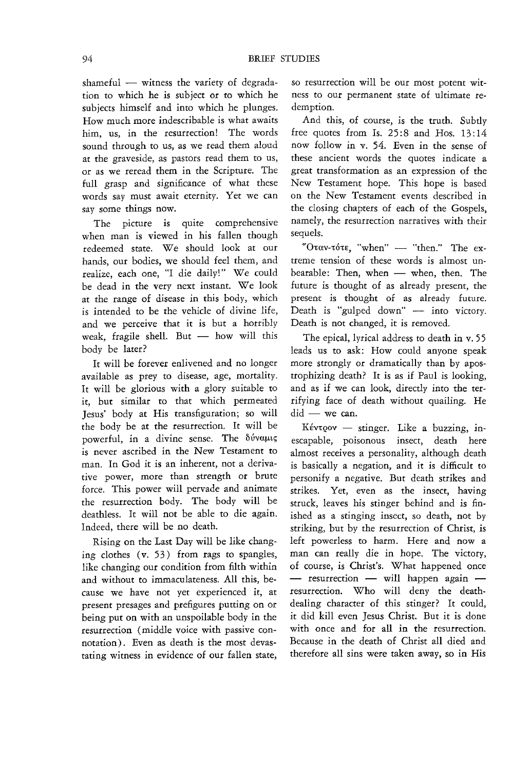shameful — witness the variety of degradation to which he is subject or to which he subjects himself and into which he plunges. How much more indescribable is what awaits him, us, in the resurrection! The words sound through to us, as we read them aloud at the graveside, as pastors read them to us, or as we reread them in the Scripture. The full grasp and significance of what these words say must await eternity. Yet we can say some things now.

The picture is quite comprehensive when man is viewed in his fallen though redeemed state. We should look at our hands, our bodies, we should feel them, and realize, each one, "I die daily!" We could be dead in the very next instant. We look at the range of disease in this body, which is intended to be the vehicle of divine life, and we perceive that it is but a horribly weak, fragile shell. But — how will this body be later?

It will be forever enlivened and no longer available as prey to disease, age, mortality. It will be glorious with a glory suitable to it, but similar to that which permeated Jesus' body at His transfiguration; so will the body be at the resurrection. It will be powerful, in a divine sense. The δύναμις is never ascribed in the New Testament to man. In God it is an inherent, not a derivative power, more than strength or brute force. This power will pervade and animate the resurrection body. The body will be deathless. It will not be able to die again. Indeed, there will be no death.

Rising on the Last Day will be like changing clothes (v. 53) from rags to spangles, like changing our condition from filth within and without to immaculateness. All this, because we have not yet experienced it, at present presages and prefigures putting on or being put on with an unspoilable body in the resurrection (middle voice with passive connotation). Even as death is the most devastating witness in evidence of our fallen state, so resurrection will be our most potent witness to our permanent state of ultimate redemption.

And this, of course, is the truth. Subtly free quotes from Is. 25:8 and Hos. 13:14 now follow in v. 54. Even in the sense of these ancient words the quotes indicate a great transformation as an expression of the New Testament hope. This hope is based on the New Testament events described in the closing chapters of each of the Gospels, namely, the resurrection narratives with their sequels.

Ὅταν-τότε, "when" — "then." The extreme tension of these words is almost unbearable: Then, when — when, then. The future is thought of as already present, the present is thought of as already future. Death is "gulped down" — into victory. Death is not changed, it is removed.

The epical, lyrical address to death in v. 55 leads us to ask: How could anyone speak more strongly or dramatically than by apostrophizing death? It is as if Paul is looking, and as if we can look, directly into the terrifying face of death without quailing. He did — we can.

Κέντρον — stinger. Like a buzzing, inescapable, poisonous insect, death here almost receives a personality, although death is basically a negation, and it is difficult to personify a negative. But death strikes and strikes. Yet, even as the insect, having struck, leaves his stinger behind and is finished as a stinging insect, so death, not by striking, but by the resurrection of Christ, is left powerless to harm. Here and now a man can really die in hope. The victory, of course, is Christ's. What happened once — resurrection — will happen again — resurrection. Who will deny the death-dealing character of this stinger? It could, it did kill even Jesus Christ. But it is done with once and for all in the resurrection. Because in the death of Christ all died and therefore all sins were taken away, so in His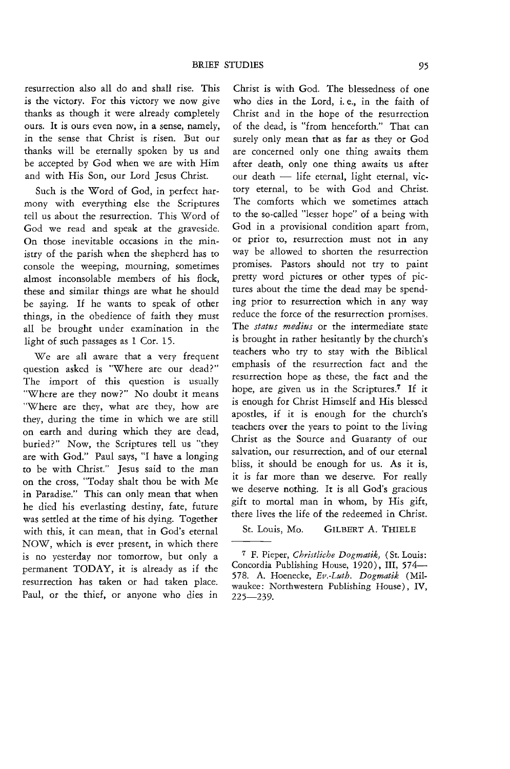resurrection also all do and shall rise. This is the victory. For this victory we now give thanks as though it were already completely ours. It is ours even now, in a sense, namely, in the sense that Christ is risen. But our thanks will be eternally spoken by us and be accepted by God when we are with Him and with His Son, our Lord Jesus Christ.

Such is the Word of God, in perfect harmony with everything else the Scriptures tell us about the resurrection. This Word of God we read and speak at the graveside. On those inevitable occasions in the ministry of the parish when the shepherd has to console the weeping, mourning, sometimes almost inconsolable members of his flock, these and similar things are what he should be saying. If he wants to speak of other things, in the obedience of faith they must all be brought under examination in the light of such passages as 1 Cor. 15.

We are all aware that a very frequent question asked is "Where are our dead?" The import of this question is usually "Where are they now?" No doubt it means "Where are they, what are they, how are they, during the time in which we are still on earth and during which they are dead, buried?" Now, the Scriptures tell us "they are with God." Paul says, "I have a longing to be with Christ." Jesus said to the man on the cross, "Today shalt thou be with Me in Paradise." This can only mean that when he died his everlasting destiny, fate, future was settled at the time of his dying. Together with this, it can mean, that in God's eternal NOW, which is ever present, in which there is no yesterday nor tomorrow, but only a permanent TODAY, it is already as if the resurrection has taken or had taken place. Paul, or the thief, or anyone who dies in Christ is with God. The blessedness of one who dies in the Lord, i. e., in the faith of Christ and in the hope of the resurrection of the dead, is "from henceforth." That can surely only mean that as far as they or God are concerned only one thing awaits them after death, only one thing awaits us after our death — life eternal, light eternal, victory eternal, to be with God and Christ. The comforts which we sometimes attach to the so-called "lesser hope" of a being with God in a provisional condition apart from, or prior to, resurrection must not in any way be allowed to shorten the resurrection promises. Pastors should not try to paint pretty word pictures or other types of pictures about the time the dead may be spending prior to resurrection which in any way reduce the force of the resurrection promises. The *status medius* or the intermediate state is brought in rather hesitantly by the church's teachers who try to stay with the Biblical emphasis of the resurrection fact and the resurrection hope as these, the fact and the hope, are given us in the Scriptures.[7] If it is enough for Christ Himself and His blessed apostles, if it is enough for the church's teachers over the years to point to the living Christ as the Source and Guaranty of our salvation, our resurrection, and of our eternal bliss, it should be enough for us. As it is, it is far more than we deserve. For really we deserve nothing. It is all God's gracious gift to mortal man in whom, by His gift, there lives the life of the redeemed in Christ.

St. Louis, Mo. GILBERT A. THIELE

---

[7] F. Pieper, *Christliche Dogmatik,* (St. Louis: Concordia Publishing House, 1920), III, 574—578. A. Hoenecke, *Ev.-Luth. Dogmatik* (Milwaukee: Northwestern Publishing House), IV, 225—239.